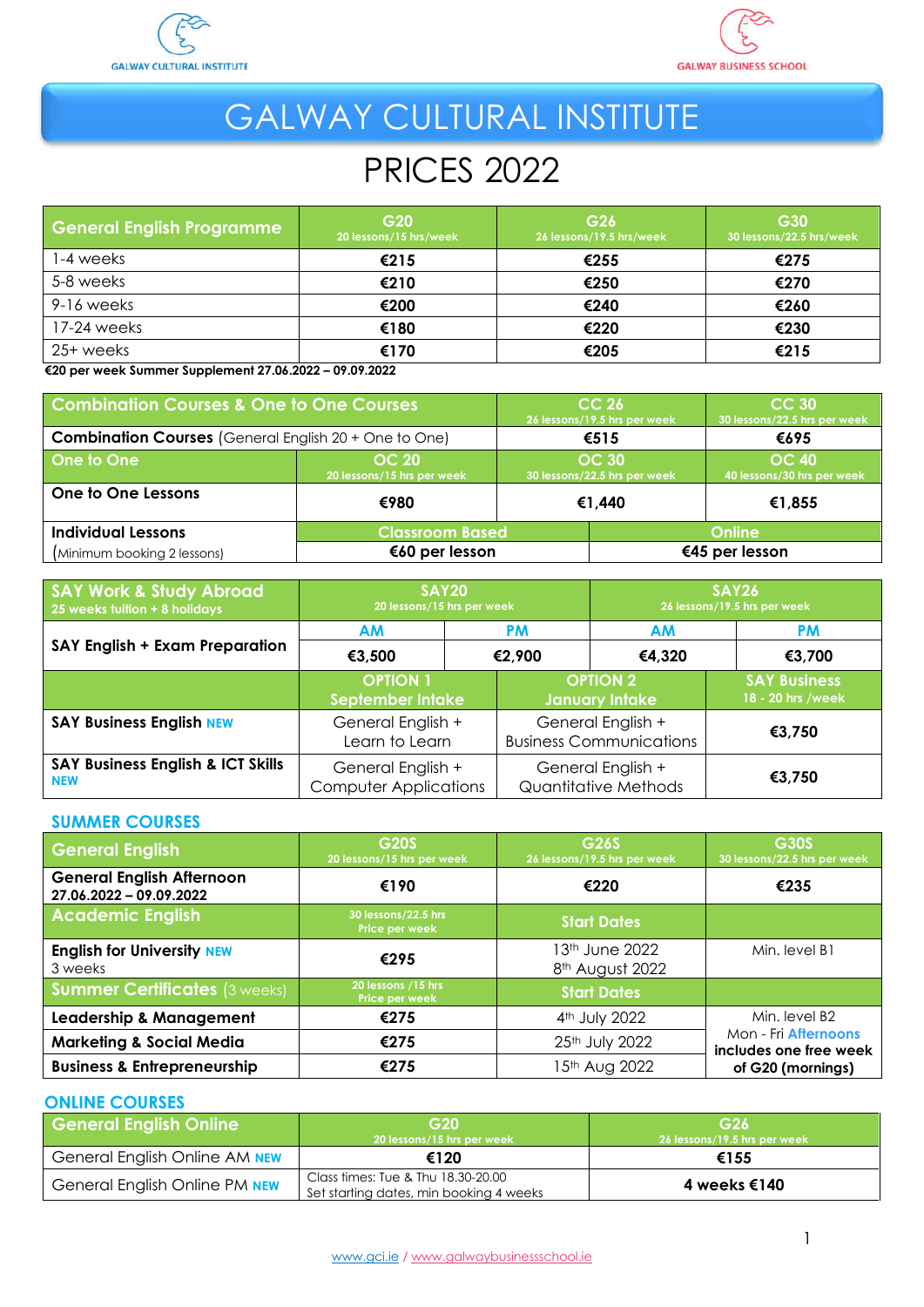GALWAY CULTURAL INSTITUTE

GALWAY BUSINESS SCHOOL

# GALWAY CULTURAL INSTITUTE

## PRICES 2022

| General English Programme | G20 20 lessons/15 hrs/week | G26 26 lessons/19.5 hrs/week | G30 30 lessons/22.5 hrs/week |
|---|---|---|---|
| 1-4 weeks | €215 | €255 | €275 |
| 5-8 weeks | €210 | €250 | €270 |
| 9-16 weeks | €200 | €240 | €260 |
| 17-24 weeks | €180 | €220 | €230 |
| 25+ weeks | €170 | €205 | €215 |

**€20 per week Summer Supplement 27.06.2022 – 09.09.2022**

| Combination Courses & One to One Courses | | CC 26 26 lessons/19.5 hrs per week | CC 30 30 lessons/22.5 hrs per week |
|---|---|---|---|
| **Combination Courses** (General English 20 + One to One) | | €515 | €695 |
| **One to One** | OC 20 20 lessons/15 hrs per week | OC 30 30 lessons/22.5 hrs per week | OC 40 40 lessons/30 hrs per week |
| **One to One Lessons** | €980 | €1,440 | €1,855 |

| **Individual Lessons** (Minimum booking 2 lessons) | Classroom Based | Online |
|---|---|---|
| | €60 per lesson | €45 per lesson |

| SAY Work & Study Abroad 25 weeks tuition + 8 holidays | SAY20 20 lessons/15 hrs per week | | SAY26 26 lessons/19.5 hrs per week | |
|---|---|---|---|---|
| | AM | PM | AM | PM |
| **SAY English + Exam Preparation** | €3,500 | €2,900 | €4,320 | €3,700 |

| | OPTION 1 September Intake | OPTION 2 January Intake | SAY Business 18 - 20 hrs /week |
|---|---|---|---|
| **SAY Business English** NEW | General English + Learn to Learn | General English + Business Communications | €3,750 |
| **SAY Business English & ICT Skills** NEW | General English + Computer Applications | General English + Quantitative Methods | €3,750 |

### SUMMER COURSES

| General English | G20S 20 lessons/15 hrs per week | G26S 26 lessons/19.5 hrs per week | G30S 30 lessons/22.5 hrs per week |
|---|---|---|---|
| **General English Afternoon** 27.06.2022 – 09.09.2022 | €190 | €220 | €235 |
| **Academic English** | 30 lessons/22.5 hrs Price per week | Start Dates | |
| **English for University** NEW 3 weeks | €295 | 13th June 2022, 8th August 2022 | Min. level B1 |
| **Summer Certificates** (3 weeks) | 20 lessons /15 hrs Price per week | Start Dates | |
| **Leadership & Management** | €275 | 4th July 2022 | Min. level B2 Mon - Fri Afternoons **includes one free week of G20 (mornings)** |
| **Marketing & Social Media** | €275 | 25th July 2022 | |
| **Business & Entrepreneurship** | €275 | 15th Aug 2022 | |

### ONLINE COURSES

| General English Online | G20 20 lessons/15 hrs per week | G26 26 lessons/19.5 hrs per week |
|---|---|---|
| General English Online AM NEW | €120 | €155 |
| General English Online PM NEW | Class times: Tue & Thu 18.30-20.00 Set starting dates, min booking 4 weeks | 4 weeks €140 |

www.gci.ie / www.galwaybusinessschool.ie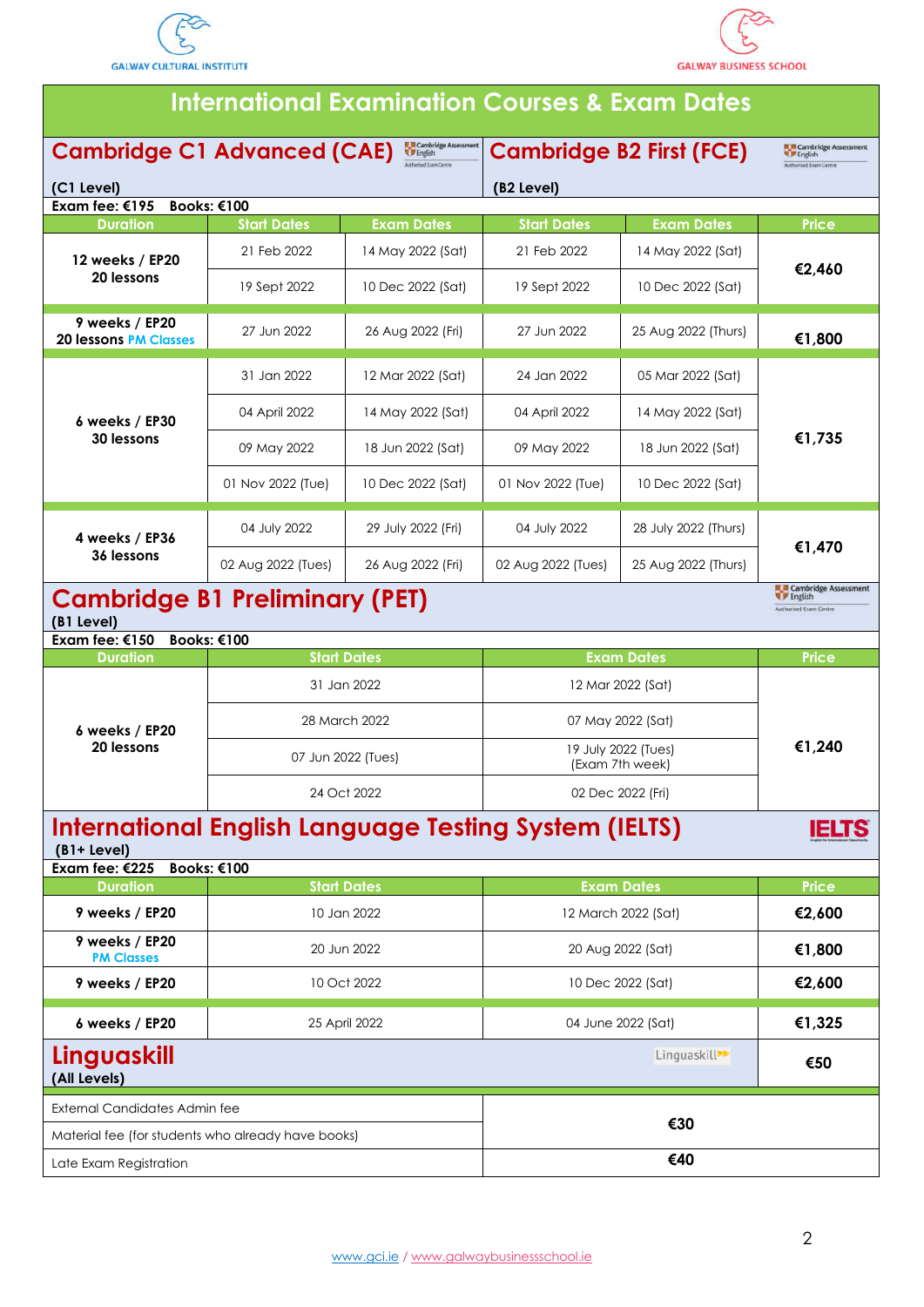GALWAY CULTURAL INSTITUTE

GALWAY BUSINESS SCHOOL

# International Examination Courses & Exam Dates

## Cambridge C1 Advanced (CAE) / Cambridge B2 First (FCE)

Cambridge C1 Advanced (CAE) (C1 Level)
Exam fee: €195 Books: €100

Cambridge B2 First (FCE) (B2 Level)

| Duration | C1 Start Dates | C1 Exam Dates | B2 Start Dates | B2 Exam Dates | Price |
|---|---|---|---|---|---|
| 12 weeks / EP20 20 lessons | 21 Feb 2022 | 14 May 2022 (Sat) | 21 Feb 2022 | 14 May 2022 (Sat) | €2,460 |
| | 19 Sept 2022 | 10 Dec 2022 (Sat) | 19 Sept 2022 | 10 Dec 2022 (Sat) | |
| 9 weeks / EP20 20 lessons PM Classes | 27 Jun 2022 | 26 Aug 2022 (Fri) | 27 Jun 2022 | 25 Aug 2022 (Thurs) | €1,800 |
| 6 weeks / EP30 30 lessons | 31 Jan 2022 | 12 Mar 2022 (Sat) | 24 Jan 2022 | 05 Mar 2022 (Sat) | €1,735 |
| | 04 April 2022 | 14 May 2022 (Sat) | 04 April 2022 | 14 May 2022 (Sat) | |
| | 09 May 2022 | 18 Jun 2022 (Sat) | 09 May 2022 | 18 Jun 2022 (Sat) | |
| | 01 Nov 2022 (Tue) | 10 Dec 2022 (Sat) | 01 Nov 2022 (Tue) | 10 Dec 2022 (Sat) | |
| 4 weeks / EP36 36 lessons | 04 July 2022 | 29 July 2022 (Fri) | 04 July 2022 | 28 July 2022 (Thurs) | €1,470 |
| | 02 Aug 2022 (Tues) | 26 Aug 2022 (Fri) | 02 Aug 2022 (Tues) | 25 Aug 2022 (Thurs) | |

## Cambridge B1 Preliminary (PET)

(B1 Level)
Exam fee: €150 Books: €100

| Duration | Start Dates | Exam Dates | Price |
|---|---|---|---|
| 6 weeks / EP20 20 lessons | 31 Jan 2022 | 12 Mar 2022 (Sat) | €1,240 |
| | 28 March 2022 | 07 May 2022 (Sat) | |
| | 07 Jun 2022 (Tues) | 19 July 2022 (Tues) (Exam 7th week) | |
| | 24 Oct 2022 | 02 Dec 2022 (Fri) | |

## International English Language Testing System (IELTS)

(B1+ Level)
Exam fee: €225 Books: €100

| Duration | Start Dates | Exam Dates | Price |
|---|---|---|---|
| 9 weeks / EP20 | 10 Jan 2022 | 12 March 2022 (Sat) | €2,600 |
| 9 weeks / EP20 PM Classes | 20 Jun 2022 | 20 Aug 2022 (Sat) | €1,800 |
| 9 weeks / EP20 | 10 Oct 2022 | 10 Dec 2022 (Sat) | €2,600 |
| 6 weeks / EP20 | 25 April 2022 | 04 June 2022 (Sat) | €1,325 |

## Linguaskill

(All Levels) — €50

| Fee | Price |
|---|---|
| External Candidates Admin fee | €30 |
| Material fee (for students who already have books) | €30 |
| Late Exam Registration | €40 |

www.gci.ie / www.galwaybusinessschool.ie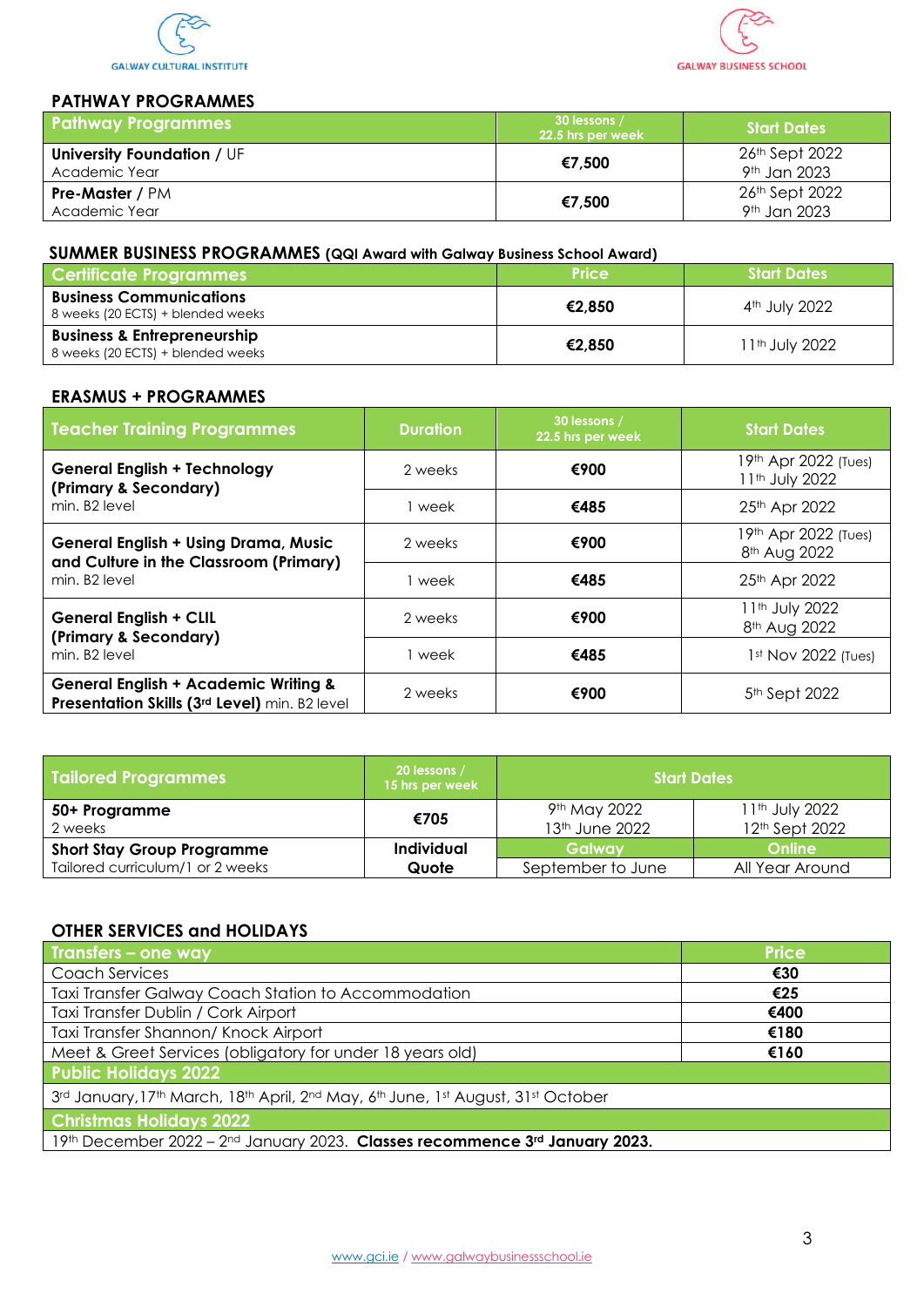GALWAY CULTURAL INSTITUTE

GALWAY BUSINESS SCHOOL

## PATHWAY PROGRAMMES

| Pathway Programmes | 30 lessons / 22.5 hrs per week | Start Dates |
|---|---|---|
| **University Foundation** / UF<br>Academic Year | **€7,500** | 26th Sept 2022<br>9th Jan 2023 |
| **Pre-Master** / PM<br>Academic Year | **€7,500** | 26th Sept 2022<br>9th Jan 2023 |

## SUMMER BUSINESS PROGRAMMES (QQI Award with Galway Business School Award)

| Certificate Programmes | Price | Start Dates |
|---|---|---|
| **Business Communications**<br>8 weeks (20 ECTS) + blended weeks | **€2,850** | 4th July 2022 |
| **Business & Entrepreneurship**<br>8 weeks (20 ECTS) + blended weeks | **€2,850** | 11th July 2022 |

## ERASMUS + PROGRAMMES

| Teacher Training Programmes | Duration | 30 lessons / 22.5 hrs per week | Start Dates |
|---|---|---|---|
| **General English + Technology (Primary & Secondary)**<br>min. B2 level | 2 weeks | **€900** | 19th Apr 2022 (Tues)<br>11th July 2022 |
| | 1 week | **€485** | 25th Apr 2022 |
| **General English + Using Drama, Music and Culture in the Classroom (Primary)**<br>min. B2 level | 2 weeks | **€900** | 19th Apr 2022 (Tues)<br>8th Aug 2022 |
| | 1 week | **€485** | 25th Apr 2022 |
| **General English + CLIL (Primary & Secondary)**<br>min. B2 level | 2 weeks | **€900** | 11th July 2022<br>8th Aug 2022 |
| | 1 week | **€485** | 1st Nov 2022 (Tues) |
| **General English + Academic Writing & Presentation Skills (3rd Level)** min. B2 level | 2 weeks | **€900** | 5th Sept 2022 |

| Tailored Programmes | 20 lessons / 15 hrs per week | Start Dates | |
|---|---|---|---|
| **50+ Programme**<br>2 weeks | **€705** | 9th May 2022<br>13th June 2022 | 11th July 2022<br>12th Sept 2022 |
| **Short Stay Group Programme**<br>Tailored curriculum/1 or 2 weeks | **Individual Quote** | **Galway**<br>September to June | **Online**<br>All Year Around |

## OTHER SERVICES and HOLIDAYS

| Transfers – one way | Price |
|---|---|
| Coach Services | **€30** |
| Taxi Transfer Galway Coach Station to Accommodation | **€25** |
| Taxi Transfer Dublin / Cork Airport | **€400** |
| Taxi Transfer Shannon/ Knock Airport | **€180** |
| Meet & Greet Services (obligatory for under 18 years old) | **€160** |

**Public Holidays 2022**

3rd January, 17th March, 18th April, 2nd May, 6th June, 1st August, 31st October

**Christmas Holidays 2022**

19th December 2022 – 2nd January 2023. **Classes recommence 3rd January 2023.**

www.gci.ie / www.galwaybusinessschool.ie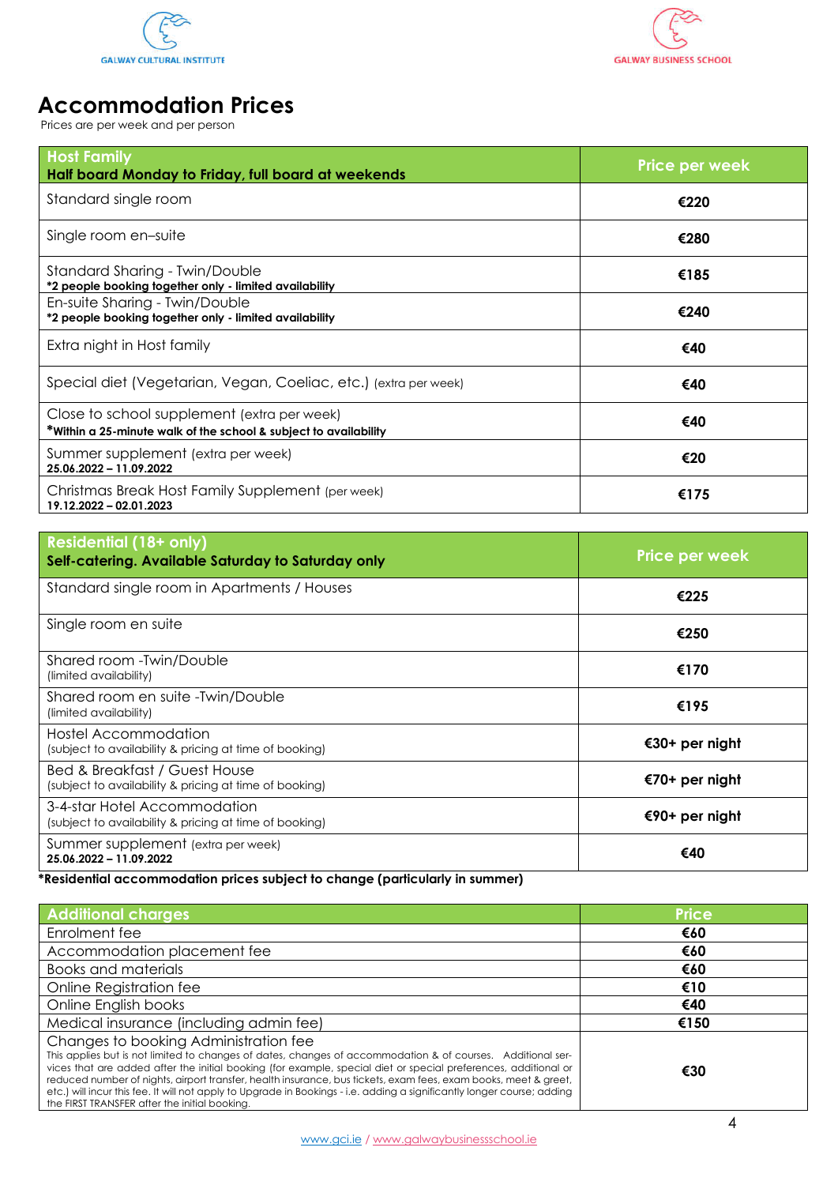GALWAY CULTURAL INSTITUTE

GALWAY BUSINESS SCHOOL

# Accommodation Prices

Prices are per week and per person

| **Host Family**<br>**Half board Monday to Friday, full board at weekends** | **Price per week** |
|---|---|
| Standard single room | **€220** |
| Single room en–suite | **€280** |
| Standard Sharing - Twin/Double<br>**\*2 people booking together only - limited availability** | **€185** |
| En-suite Sharing - Twin/Double<br>**\*2 people booking together only - limited availability** | **€240** |
| Extra night in Host family | **€40** |
| Special diet (Vegetarian, Vegan, Coeliac, etc.) (extra per week) | **€40** |
| Close to school supplement (extra per week)<br>**\*Within a 25-minute walk of the school & subject to availability** | **€40** |
| Summer supplement (extra per week)<br>**25.06.2022 – 11.09.2022** | **€20** |
| Christmas Break Host Family Supplement (per week)<br>**19.12.2022 – 02.01.2023** | **€175** |

| **Residential (18+ only)**<br>**Self-catering. Available Saturday to Saturday only** | **Price per week** |
|---|---|
| Standard single room in Apartments / Houses | **€225** |
| Single room en suite | **€250** |
| Shared room -Twin/Double<br>(limited availability) | **€170** |
| Shared room en suite -Twin/Double<br>(limited availability) | **€195** |
| Hostel Accommodation<br>(subject to availability & pricing at time of booking) | **€30+ per night** |
| Bed & Breakfast / Guest House<br>(subject to availability & pricing at time of booking) | **€70+ per night** |
| 3-4-star Hotel Accommodation<br>(subject to availability & pricing at time of booking) | **€90+ per night** |
| Summer supplement (extra per week)<br>**25.06.2022 – 11.09.2022** | **€40** |

**\*Residential accommodation prices subject to change (particularly in summer)**

| **Additional charges** | **Price** |
|---|---|
| Enrolment fee | **€60** |
| Accommodation placement fee | **€60** |
| Books and materials | **€60** |
| Online Registration fee | **€10** |
| Online English books | **€40** |
| Medical insurance (including admin fee) | **€150** |
| Changes to booking Administration fee<br>This applies but is not limited to changes of dates, changes of accommodation & of courses. Additional services that are added after the initial booking (for example, special diet or special preferences, additional or reduced number of nights, airport transfer, health insurance, bus tickets, exam fees, exam books, meet & greet, etc.) will incur this fee. It will not apply to Upgrade in Bookings - i.e. adding a significantly longer course; adding the FIRST TRANSFER after the initial booking. | **€30** |

www.gci.ie / www.galwaybusinessschool.ie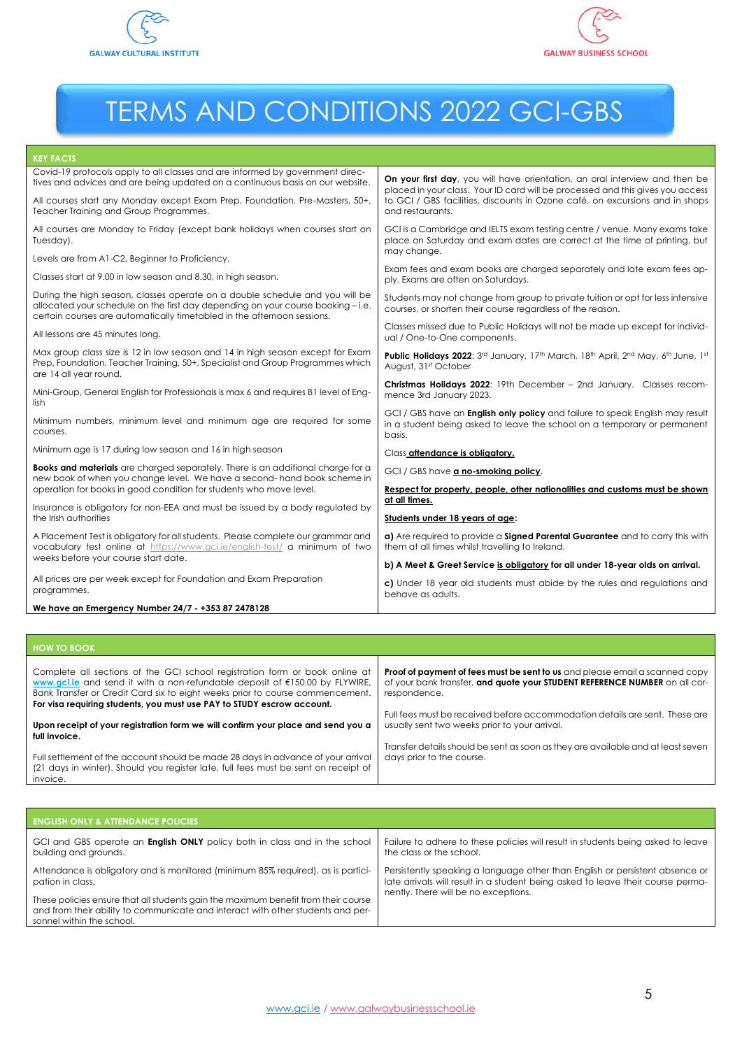GALWAY CULTURAL INSTITUTE

GALWAY BUSINESS SCHOOL

# TERMS AND CONDITIONS 2022 GCI-GBS

## KEY FACTS

Covid-19 protocols apply to all classes and are informed by government directives and advices and are being updated on a continuous basis on our website.

All courses start any Monday except Exam Prep, Foundation, Pre-Masters, 50+, Teacher Training and Group Programmes.

All courses are Monday to Friday (except bank holidays when courses start on Tuesday).

Levels are from A1-C2, Beginner to Proficiency.

Classes start at 9.00 in low season and 8.30, in high season.

During the high season, classes operate on a double schedule and you will be allocated your schedule on the first day depending on your course booking – i.e. certain courses are automatically timetabled in the afternoon sessions.

All lessons are 45 minutes long.

Max group class size is 12 in low season and 14 in high season except for Exam Prep, Foundation, Teacher Training, 50+, Specialist and Group Programmes which are 14 all year round.

Mini-Group, General English for Professionals is max 6 and requires B1 level of English

Minimum numbers, minimum level and minimum age are required for some courses.

Minimum age is 17 during low season and 16 in high season

**Books and materials** are charged separately. There is an additional charge for a new book of when you change level. We have a second- hand book scheme in operation for books in good condition for students who move level.

Insurance is obligatory for non-EEA and must be issued by a body regulated by the Irish authorities

A Placement Test is obligatory for all students. Please complete our grammar and vocabulary test online at https://www.gci.ie/english-test/ a minimum of two weeks before your course start date.

All prices are per week except for Foundation and Exam Preparation programmes.

**We have an Emergency Number 24/7 - +353 87 2478128**

**On your first day**, you will have orientation, an oral interview and then be placed in your class. Your ID card will be processed and this gives you access to GCI / GBS facilities, discounts in Ozone café, on excursions and in shops and restaurants.

GCI is a Cambridge and IELTS exam testing centre / venue. Many exams take place on Saturday and exam dates are correct at the time of printing, but may change.

Exam fees and exam books are charged separately and late exam fees apply. Exams are often on Saturdays.

Students may not change from group to private tuition or opt for less intensive courses, or shorten their course regardless of the reason.

Classes missed due to Public Holidays will not be made up except for individual / One-to-One components.

**Public Holidays 2022**: 3rd January, 17th March, 18th April, 2nd May, 6th June, 1st August, 31st October

**Christmas Holidays 2022**: 19th December – 2nd January. Classes recommence 3rd January 2023.

GCI / GBS have an **English only policy** and failure to speak English may result in a student being asked to leave the school on a temporary or permanent basis.

Class **attendance is obligatory.**

GCI / GBS have **a no-smoking policy**.

**Respect for property, people, other nationalities and customs must be shown at all times.**

**Students under 18 years of age:**

**a)** Are required to provide a **Signed Parental Guarantee** and to carry this with them at all times whilst travelling to Ireland.

**b) A Meet & Greet Service is obligatory for all under 18-year olds on arrival.**

**c)** Under 18 year old students must abide by the rules and regulations and behave as adults.

## HOW TO BOOK

Complete all sections of the GCI school registration form or book online at www.gci.ie and send it with a non-refundable deposit of €150.00 by FLYWIRE, Bank Transfer or Credit Card six to eight weeks prior to course commencement. **For visa requiring students, you must use PAY to STUDY escrow account.**

**Upon receipt of your registration form we will confirm your place and send you a full invoice.**

Full settlement of the account should be made 28 days in advance of your arrival (21 days in winter). Should you register late, full fees must be sent on receipt of invoice.

**Proof of payment of fees must be sent to us** and please email a scanned copy of your bank transfer, **and quote your STUDENT REFERENCE NUMBER** on all correspondence.

Full fees must be received before accommodation details are sent. These are usually sent two weeks prior to your arrival.

Transfer details should be sent as soon as they are available and at least seven days prior to the course.

## ENGLISH ONLY & ATTENDANCE POLICIES

GCI and GBS operate an **English ONLY** policy both in class and in the school building and grounds.

Attendance is obligatory and is monitored (minimum 85% required), as is participation in class.

These policies ensure that all students gain the maximum benefit from their course and from their ability to communicate and interact with other students and personnel within the school.

Failure to adhere to these policies will result in students being asked to leave the class or the school.

Persistently speaking a language other than English or persistent absence or late arrivals will result in a student being asked to leave their course permanently. There will be no exceptions.

www.gci.ie / www.galwaybusinessschool.ie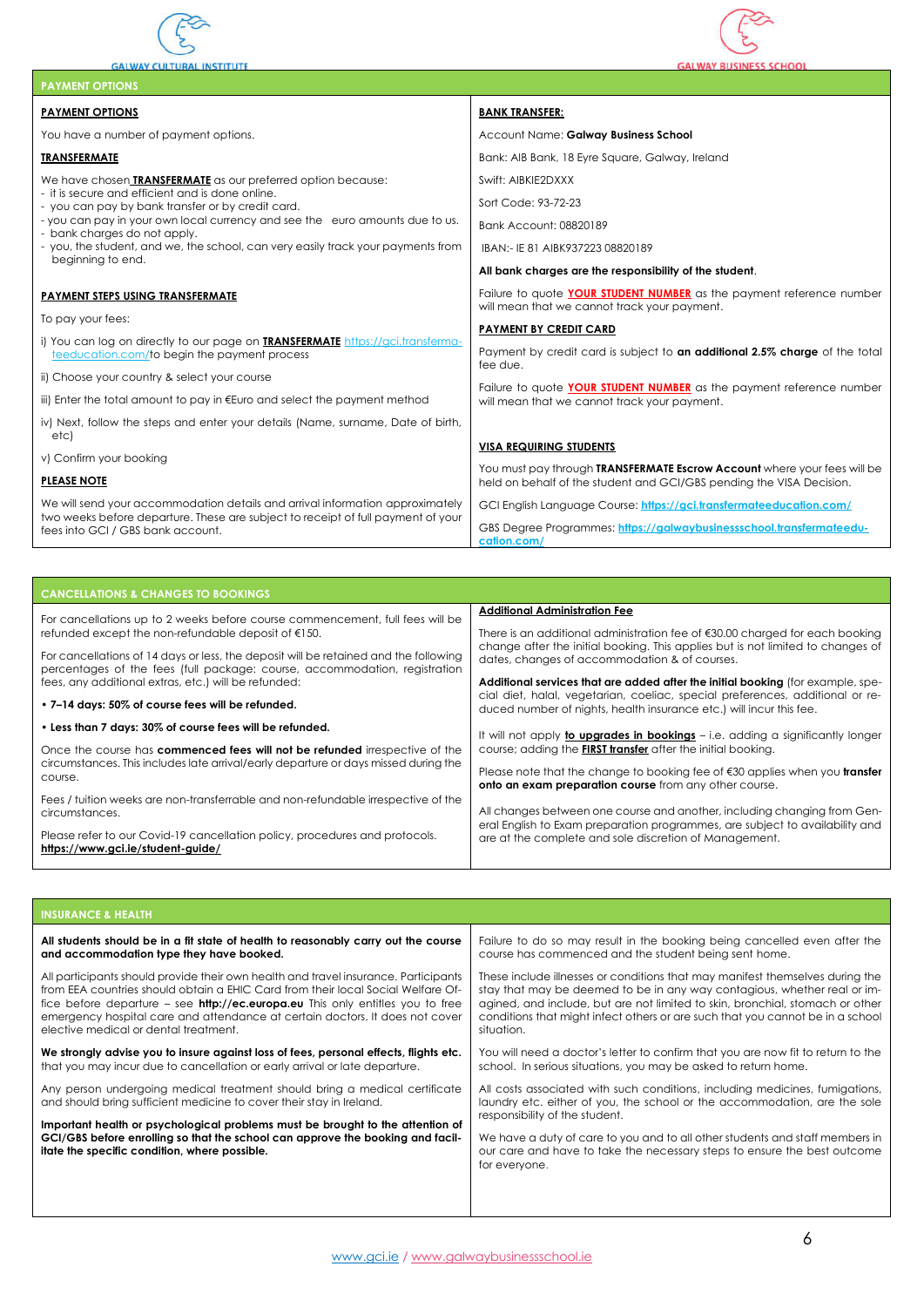GALWAY CULTURAL INSTITUTE

GALWAY BUSINESS SCHOOL

## PAYMENT OPTIONS

**PAYMENT OPTIONS**

You have a number of payment options.

**TRANSFERMATE**

We have chosen **TRANSFERMATE** as our preferred option because:
- it is secure and efficient and is done online.
- you can pay by bank transfer or by credit card.
- you can pay in your own local currency and see the euro amounts due to us.
- bank charges do not apply.
- you, the student, and we, the school, can very easily track your payments from beginning to end.

**PAYMENT STEPS USING TRANSFERMATE**

To pay your fees:

i) You can log on directly to our page on **TRANSFERMATE** https://gci.transfermateeducation.com/ to begin the payment process

ii) Choose your country & select your course

iii) Enter the total amount to pay in €Euro and select the payment method

iv) Next, follow the steps and enter your details (Name, surname, Date of birth, etc)

v) Confirm your booking

**PLEASE NOTE**

We will send your accommodation details and arrival information approximately two weeks before departure. These are subject to receipt of full payment of your fees into GCI / GBS bank account.

**BANK TRANSFER:**

Account Name: **Galway Business School**

Bank: AIB Bank, 18 Eyre Square, Galway, Ireland

Swift: AIBKIE2DXXX

Sort Code: 93-72-23

Bank Account: 08820189

IBAN:- IE 81 AIBK937223 08820189

**All bank charges are the responsibility of the student.**

Failure to quote **YOUR STUDENT NUMBER** as the payment reference number will mean that we cannot track your payment.

**PAYMENT BY CREDIT CARD**

Payment by credit card is subject to **an additional 2.5% charge** of the total fee due.

Failure to quote **YOUR STUDENT NUMBER** as the payment reference number will mean that we cannot track your payment.

**VISA REQUIRING STUDENTS**

You must pay through **TRANSFERMATE Escrow Account** where your fees will be held on behalf of the student and GCI/GBS pending the VISA Decision.

GCI English Language Course: **https://gci.transfermateeducation.com/**

GBS Degree Programmes: **https://galwaybusinessschool.transfermateeducation.com/**

## CANCELLATIONS & CHANGES TO BOOKINGS

For cancellations up to 2 weeks before course commencement, full fees will be refunded except the non-refundable deposit of €150.

For cancellations of 14 days or less, the deposit will be retained and the following percentages of the fees (full package: course, accommodation, registration fees, any additional extras, etc.) will be refunded:

- **7–14 days: 50% of course fees will be refunded.**
- **Less than 7 days: 30% of course fees will be refunded.**

Once the course has **commenced fees will not be refunded** irrespective of the circumstances. This includes late arrival/early departure or days missed during the course.

Fees / tuition weeks are non-transferrable and non-refundable irrespective of the circumstances.

Please refer to our Covid-19 cancellation policy, procedures and protocols. **https://www.gci.ie/student-guide/**

**Additional Administration Fee**

There is an additional administration fee of €30.00 charged for each booking change after the initial booking. This applies but is not limited to changes of dates, changes of accommodation & of courses.

**Additional services that are added after the initial booking** (for example, special diet, halal, vegetarian, coeliac, special preferences, additional or reduced number of nights, health insurance etc.) will incur this fee.

It will not apply **to upgrades in bookings** – i.e. adding a significantly longer course; adding the **FIRST transfer** after the initial booking.

Please note that the change to booking fee of €30 applies when you **transfer onto an exam preparation course** from any other course.

All changes between one course and another, including changing from General English to Exam preparation programmes, are subject to availability and are at the complete and sole discretion of Management.

## INSURANCE & HEALTH

**All students should be in a fit state of health to reasonably carry out the course and accommodation type they have booked.**

All participants should provide their own health and travel insurance. Participants from EEA countries should obtain a EHIC Card from their local Social Welfare Office before departure – see **http://ec.europa.eu** This only entitles you to free emergency hospital care and attendance at certain doctors. It does not cover elective medical or dental treatment.

**We strongly advise you to insure against loss of fees, personal effects, flights etc.** that you may incur due to cancellation or early arrival or late departure.

Any person undergoing medical treatment should bring a medical certificate and should bring sufficient medicine to cover their stay in Ireland.

**Important health or psychological problems must be brought to the attention of GCI/GBS before enrolling so that the school can approve the booking and facilitate the specific condition, where possible.**

Failure to do so may result in the booking being cancelled even after the course has commenced and the student being sent home.

These include illnesses or conditions that may manifest themselves during the stay that may be deemed to be in any way contagious, whether real or imagined, and include, but are not limited to skin, bronchial, stomach or other conditions that might infect others or are such that you cannot be in a school situation.

You will need a doctor's letter to confirm that you are now fit to return to the school. In serious situations, you may be asked to return home.

All costs associated with such conditions, including medicines, fumigations, laundry etc. either of you, the school or the accommodation, are the sole responsibility of the student.

We have a duty of care to you and to all other students and staff members in our care and have to take the necessary steps to ensure the best outcome for everyone.

www.gci.ie / www.galwaybusinessschool.ie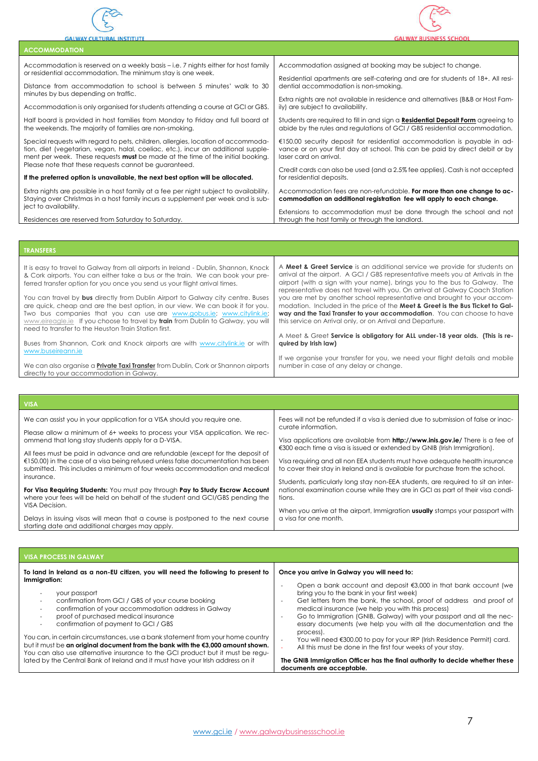GALWAY CULTURAL INSTITUTE

GALWAY BUSINESS SCHOOL

## ACCOMMODATION

Accommodation is reserved on a weekly basis – i.e. 7 nights either for host family or residential accommodation. The minimum stay is one week.

Distance from accommodation to school is between 5 minutes' walk to 30 minutes by bus depending on traffic.

Accommodation is only organised for students attending a course at GCI or GBS.

Half board is provided in host families from Monday to Friday and full board at the weekends. The majority of families are non-smoking.

Special requests with regard to pets, children, allergies, location of accommodation, diet (vegetarian, vegan, halal, coeliac, etc.), incur an additional supplement per week. These requests **must** be made at the time of the initial booking. Please note that these requests cannot be guaranteed.

**If the preferred option is unavailable, the next best option will be allocated.**

Extra nights are possible in a host family at a fee per night subject to availability. Staying over Christmas in a host family incurs a supplement per week and is subject to availability.

Residences are reserved from Saturday to Saturday.

Accommodation assigned at booking may be subject to change.

Residential apartments are self-catering and are for students of 18+. All residential accommodation is non-smoking.

Extra nights are not available in residence and alternatives (B&B or Host Family) are subject to availability.

Students are required to fill in and sign a **Residential Deposit Form** agreeing to abide by the rules and regulations of GCI / GBS residential accommodation.

€150.00 security deposit for residential accommodation is payable in advance or on your first day at school. This can be paid by direct debit or by laser card on arrival.

Credit cards can also be used (and a 2.5% fee applies). Cash is not accepted for residential deposits.

Accommodation fees are non-refundable. **For more than one change to accommodation an additional registration fee will apply to each change.**

Extensions to accommodation must be done through the school and not through the host family or through the landlord.

## TRANSFERS

It is easy to travel to Galway from all airports in Ireland - Dublin, Shannon, Knock & Cork airports. You can either take a bus or the train. We can book your preferred transfer option for you once you send us your flight arrival times.

You can travel by **bus** directly from Dublin Airport to Galway city centre. Buses are quick, cheap and are the best option, in our view. We can book it for you. Two bus companies that you can use are www.gobus.ie; www.citylink.ie; www.eireagle.ie If you choose to travel by **train** from Dublin to Galway, you will need to transfer to the Heuston Train Station first.

Buses from Shannon, Cork and Knock airports are with www.citylink.ie or with www.buseireann.ie

We can also organise a **Private Taxi Transfer** from Dublin, Cork or Shannon airports directly to your accommodation in Galway.

A **Meet & Greet Service** is an additional service we provide for students on arrival at the airport. A GCI / GBS representative meets you at Arrivals in the airport (with a sign with your name), brings you to the bus to Galway. The representative does not travel with you. On arrival at Galway Coach Station you are met by another school representative and brought to your accommodation. Included in the price of the **Meet & Greet is the Bus Ticket to Galway and the Taxi Transfer to your accommodation**. You can choose to have this service on Arrival only, or on Arrival and Departure.

A Meet & Greet **Service is obligatory for ALL under-18 year olds. (This is required by Irish law)**

If we organise your transfer for you, we need your flight details and mobile number in case of any delay or change.

## VISA

We can assist you in your application for a VISA should you require one.

Please allow a minimum of 6+ weeks to process your VISA application. We recommend that long stay students apply for a D-VISA.

All fees must be paid in advance and are refundable (except for the deposit of €150.00) in the case of a visa being refused unless false documentation has been submitted. This includes a minimum of four weeks accommodation and medical insurance.

**For Visa Requiring Students:** You must pay through **Pay to Study Escrow Account** where your fees will be held on behalf of the student and GCI/GBS pending the VISA Decision.

Delays in issuing visas will mean that a course is postponed to the next course starting date and additional charges may apply.

Fees will not be refunded if a visa is denied due to submission of false or inaccurate information.

Visa applications are available from **http://www.inis.gov.ie/** There is a fee of €300 each time a visa is issued or extended by GNIB (Irish Immigration).

Visa requiring and all non EEA students must have adequate health insurance to cover their stay in Ireland and is available for purchase from the school.

Students, particularly long stay non-EEA students, are required to sit an international examination course while they are in GCI as part of their visa conditions.

When you arrive at the airport, Immigration **usually** stamps your passport with a visa for one month.

## VISA PROCESS IN GALWAY

**To land in Ireland as a non-EU citizen, you will need the following to present to Immigration:**

- your passport
- confirmation from GCI / GBS of your course booking
- confirmation of your accommodation address in Galway
- proof of purchased medical insurance
- confirmation of payment to GCI / GBS

You can, in certain circumstances, use a bank statement from your home country but it must be **an original document from the bank with the €3,000 amount shown.** You can also use alternative insurance to the GCI product but it must be regulated by the Central Bank of Ireland and it must have your Irish address on it

**Once you arrive in Galway you will need to:**

- Open a bank account and deposit €3,000 in that bank account (we bring you to the bank in your first week)
- Get letters from the bank, the school, proof of address and proof of medical insurance (we help you with this process)
- Go to Immigration (GNIB, Galway) with your passport and all the necessary documents (we help you with all the documentation and the process).
- You will need €300.00 to pay for your IRP (Irish Residence Permit) card.
- All this must be done in the first four weeks of your stay.

**The GNIB Immigration Officer has the final authority to decide whether these documents are acceptable.**

www.gci.ie / www.galwaybusinessschool.ie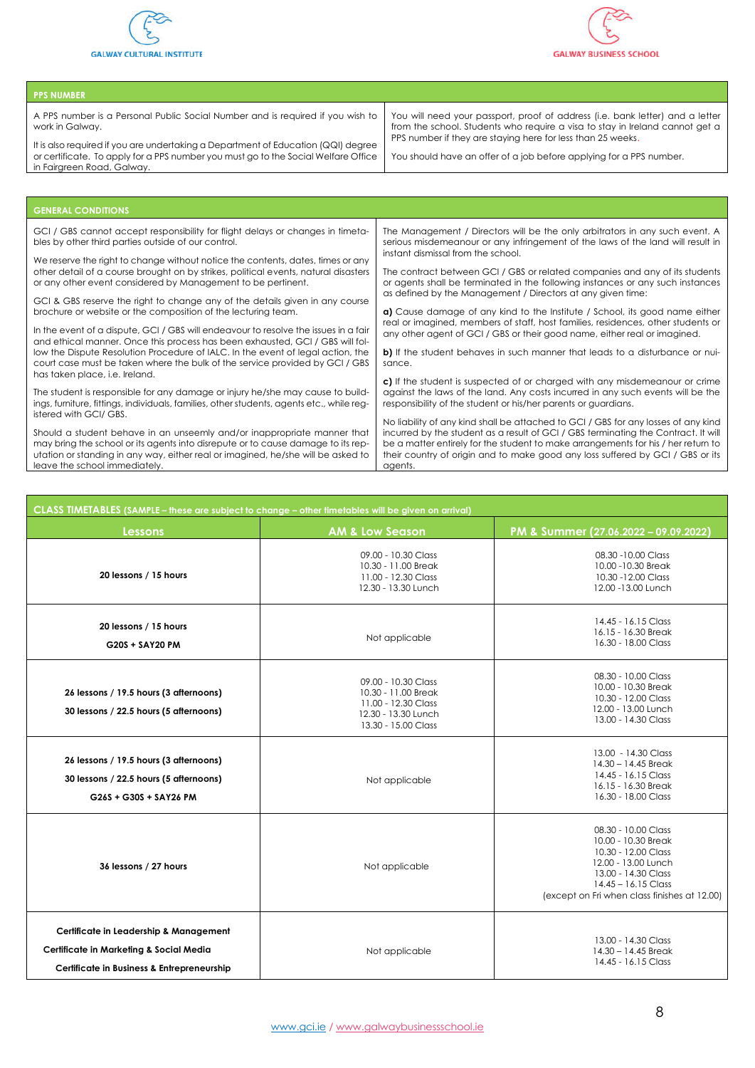GALWAY CULTURAL INSTITUTE

GALWAY BUSINESS SCHOOL

## PPS NUMBER

A PPS number is a Personal Public Social Number and is required if you wish to work in Galway.

It is also required if you are undertaking a Department of Education (QQI) degree or certificate. To apply for a PPS number you must go to the Social Welfare Office in Fairgreen Road, Galway.

You will need your passport, proof of address (i.e. bank letter) and a letter from the school. Students who require a visa to stay in Ireland cannot get a PPS number if they are staying here for less than 25 weeks.

You should have an offer of a job before applying for a PPS number.

## GENERAL CONDITIONS

GCI / GBS cannot accept responsibility for flight delays or changes in timetables by other third parties outside of our control.

We reserve the right to change without notice the contents, dates, times or any other detail of a course brought on by strikes, political events, natural disasters or any other event considered by Management to be pertinent.

GCI & GBS reserve the right to change any of the details given in any course brochure or website or the composition of the lecturing team.

In the event of a dispute, GCI / GBS will endeavour to resolve the issues in a fair and ethical manner. Once this process has been exhausted, GCI / GBS will follow the Dispute Resolution Procedure of IALC. In the event of legal action, the court case must be taken where the bulk of the service provided by GCI / GBS has taken place, i.e. Ireland.

The student is responsible for any damage or injury he/she may cause to buildings, furniture, fittings, individuals, families, other students, agents etc., while registered with GCI/ GBS.

Should a student behave in an unseemly and/or inappropriate manner that may bring the school or its agents into disrepute or to cause damage to its reputation or standing in any way, either real or imagined, he/she will be asked to leave the school immediately.

The Management / Directors will be the only arbitrators in any such event. A serious misdemeanour or any infringement of the laws of the land will result in instant dismissal from the school.

The contract between GCI / GBS or related companies and any of its students or agents shall be terminated in the following instances or any such instances as defined by the Management / Directors at any given time:

**a)** Cause damage of any kind to the Institute / School, its good name either real or imagined, members of staff, host families, residences, other students or any other agent of GCI / GBS or their good name, either real or imagined.

**b)** If the student behaves in such manner that leads to a disturbance or nuisance.

**c)** If the student is suspected of or charged with any misdemeanour or crime against the laws of the land. Any costs incurred in any such events will be the responsibility of the student or his/her parents or guardians.

No liability of any kind shall be attached to GCI / GBS for any losses of any kind incurred by the student as a result of GCI / GBS terminating the Contract. It will be a matter entirely for the student to make arrangements for his / her return to their country of origin and to make good any loss suffered by GCI / GBS or its agents.

## CLASS TIMETABLES (SAMPLE – these are subject to change – other timetables will be given on arrival)

| Lessons | AM & Low Season | PM & Summer (27.06.2022 – 09.09.2022) |
|---|---|---|
| **20 lessons / 15 hours** | 09.00 - 10.30 Class<br>10.30 - 11.00 Break<br>11.00 - 12.30 Class<br>12.30 - 13.30 Lunch | 08.30 -10.00 Class<br>10.00 -10.30 Break<br>10.30 -12.00 Class<br>12.00 -13.00 Lunch |
| **20 lessons / 15 hours**<br>**G20S + SAY20 PM** | Not applicable | 14.45 - 16.15 Class<br>16.15 - 16.30 Break<br>16.30 - 18.00 Class |
| **26 lessons / 19.5 hours (3 afternoons)**<br>**30 lessons / 22.5 hours (5 afternoons)** | 09.00 - 10.30 Class<br>10.30 - 11.00 Break<br>11.00 - 12.30 Class<br>12.30 - 13.30 Lunch<br>13.30 - 15.00 Class | 08.30 - 10.00 Class<br>10.00 - 10.30 Break<br>10.30 - 12.00 Class<br>12.00 - 13.00 Lunch<br>13.00 - 14.30 Class |
| **26 lessons / 19.5 hours (3 afternoons)**<br>**30 lessons / 22.5 hours (5 afternoons)**<br>**G26S + G30S + SAY26 PM** | Not applicable | 13.00 - 14.30 Class<br>14.30 – 14.45 Break<br>14.45 - 16.15 Class<br>16.15 - 16.30 Break<br>16.30 - 18.00 Class |
| **36 lessons / 27 hours** | Not applicable | 08.30 - 10.00 Class<br>10.00 - 10.30 Break<br>10.30 - 12.00 Class<br>12.00 - 13.00 Lunch<br>13.00 - 14.30 Class<br>14.45 – 16.15 Class<br>(except on Fri when class finishes at 12.00) |
| **Certificate in Leadership & Management**<br>**Certificate in Marketing & Social Media**<br>**Certificate in Business & Entrepreneurship** | Not applicable | 13.00 - 14.30 Class<br>14.30 – 14.45 Break<br>14.45 - 16.15 Class |

www.gci.ie / www.galwaybusinessschool.ie